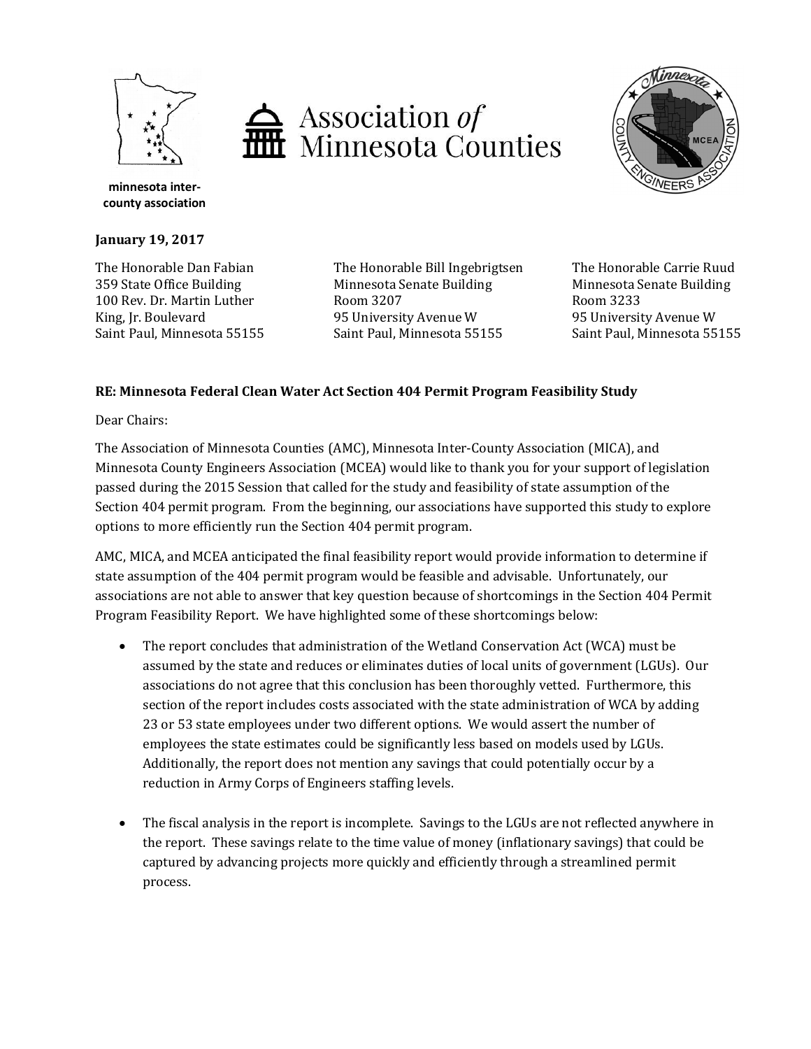minnesota inter-county association

Association *of* Minnesota Counties

**January 19, 2017**

The Honorable Dan Fabian
359 State Office Building
100 Rev. Dr. Martin Luther King, Jr. Boulevard
Saint Paul, Minnesota 55155

The Honorable Bill Ingebrigtsen
Minnesota Senate Building
Room 3207
95 University Avenue W
Saint Paul, Minnesota 55155

The Honorable Carrie Ruud
Minnesota Senate Building
Room 3233
95 University Avenue W
Saint Paul, Minnesota 55155

**RE: Minnesota Federal Clean Water Act Section 404 Permit Program Feasibility Study**

Dear Chairs:

The Association of Minnesota Counties (AMC), Minnesota Inter-County Association (MICA), and Minnesota County Engineers Association (MCEA) would like to thank you for your support of legislation passed during the 2015 Session that called for the study and feasibility of state assumption of the Section 404 permit program. From the beginning, our associations have supported this study to explore options to more efficiently run the Section 404 permit program.

AMC, MICA, and MCEA anticipated the final feasibility report would provide information to determine if state assumption of the 404 permit program would be feasible and advisable. Unfortunately, our associations are not able to answer that key question because of shortcomings in the Section 404 Permit Program Feasibility Report. We have highlighted some of these shortcomings below:

- The report concludes that administration of the Wetland Conservation Act (WCA) must be assumed by the state and reduces or eliminates duties of local units of government (LGUs). Our associations do not agree that this conclusion has been thoroughly vetted. Furthermore, this section of the report includes costs associated with the state administration of WCA by adding 23 or 53 state employees under two different options. We would assert the number of employees the state estimates could be significantly less based on models used by LGUs. Additionally, the report does not mention any savings that could potentially occur by a reduction in Army Corps of Engineers staffing levels.

- The fiscal analysis in the report is incomplete. Savings to the LGUs are not reflected anywhere in the report. These savings relate to the time value of money (inflationary savings) that could be captured by advancing projects more quickly and efficiently through a streamlined permit process.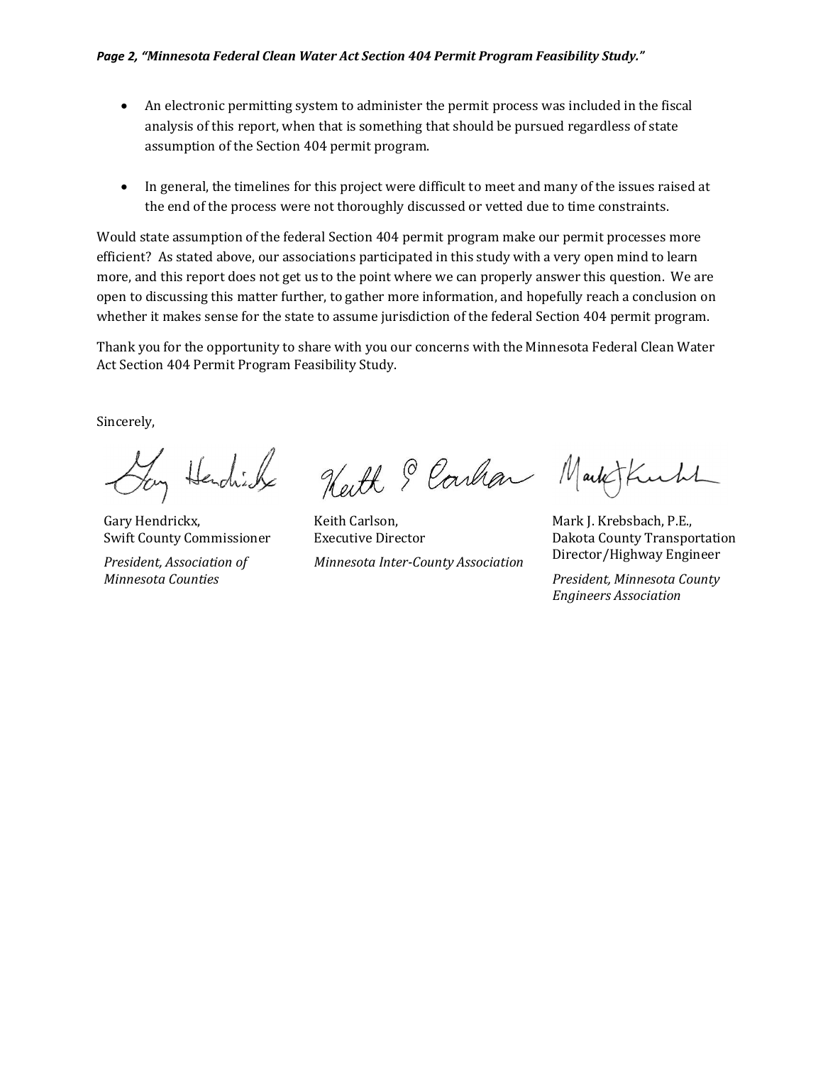- An electronic permitting system to administer the permit process was included in the fiscal analysis of this report, when that is something that should be pursued regardless of state assumption of the Section 404 permit program.

- In general, the timelines for this project were difficult to meet and many of the issues raised at the end of the process were not thoroughly discussed or vetted due to time constraints.

Would state assumption of the federal Section 404 permit program make our permit processes more efficient? As stated above, our associations participated in this study with a very open mind to learn more, and this report does not get us to the point where we can properly answer this question. We are open to discussing this matter further, to gather more information, and hopefully reach a conclusion on whether it makes sense for the state to assume jurisdiction of the federal Section 404 permit program.

Thank you for the opportunity to share with you our concerns with the Minnesota Federal Clean Water Act Section 404 Permit Program Feasibility Study.

Sincerely,

Gary Hendrickx,
Swift County Commissioner
*President, Association of Minnesota Counties*

Keith Carlson,
Executive Director
*Minnesota Inter-County Association*

Mark J. Krebsbach, P.E.,
Dakota County Transportation Director/Highway Engineer
*President, Minnesota County Engineers Association*